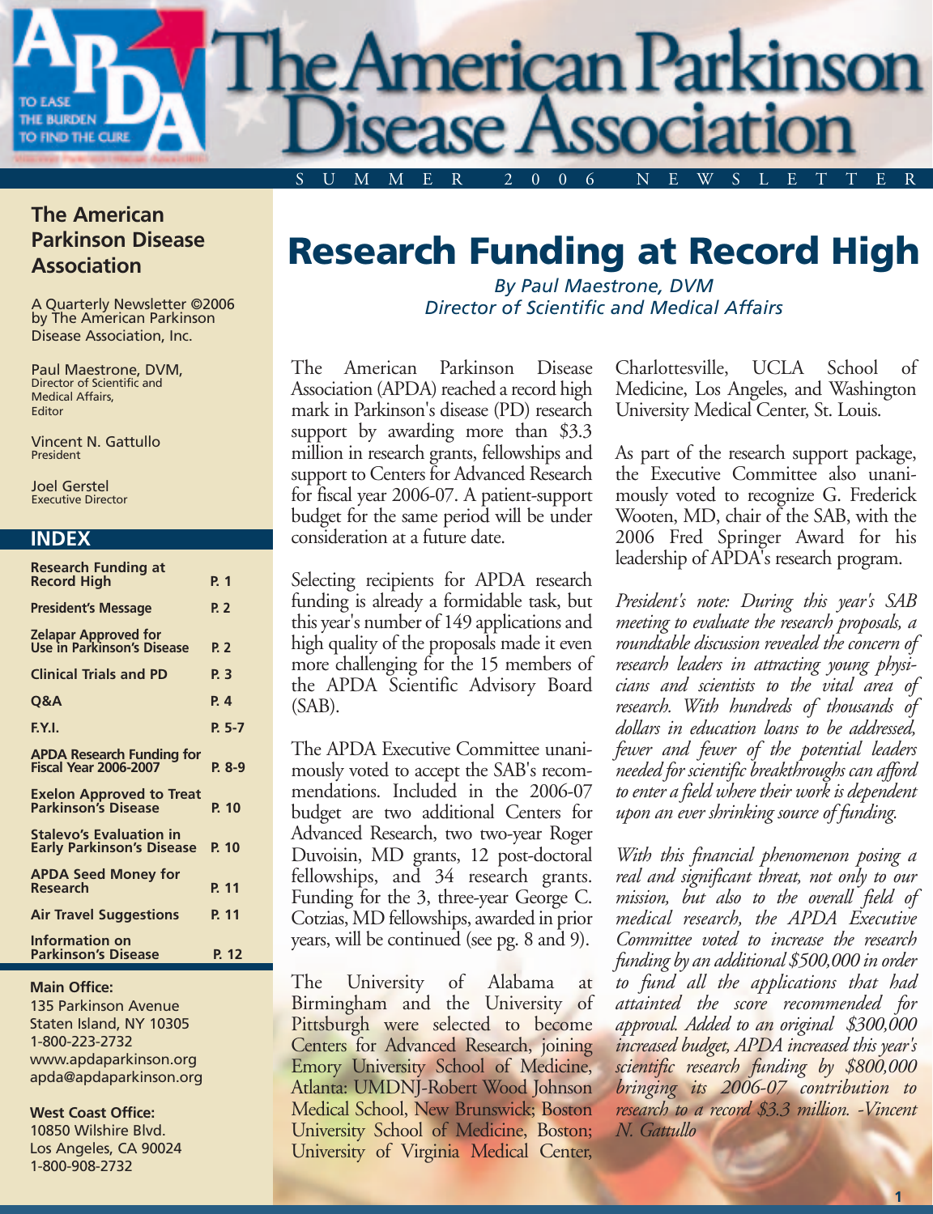# The American Parkinson Disease Association

SUMMER 2006 NEWSLETTER

## The American Parkinson Disease Association

A Quarterly Newsletter ©2006 by The American Parkinson Disease Association, Inc.

Paul Maestrone, DVM,
Director of Scientific and Medical Affairs,
Editor

Vincent N. Gattullo
President

Joel Gerstel
Executive Director

### INDEX

| | |
|---|---|
| Research Funding at Record High | P. 1 |
| President's Message | P. 2 |
| Zelapar Approved for Use in Parkinson's Disease | P. 2 |
| Clinical Trials and PD | P. 3 |
| Q&A | P. 4 |
| F.Y.I. | P. 5-7 |
| APDA Research Funding for Fiscal Year 2006-2007 | P. 8-9 |
| Exelon Approved to Treat Parkinson's Disease | P. 10 |
| Stalevo's Evaluation in Early Parkinson's Disease | P. 10 |
| APDA Seed Money for Research | P. 11 |
| Air Travel Suggestions | P. 11 |
| Information on Parkinson's Disease | P. 12 |

**Main Office:**
135 Parkinson Avenue
Staten Island, NY 10305
1-800-223-2732
www.apdaparkinson.org
apda@apdaparkinson.org

**West Coast Office:**
10850 Wilshire Blvd.
Los Angeles, CA 90024
1-800-908-2732

# Research Funding at Record High

*By Paul Maestrone, DVM*
*Director of Scientific and Medical Affairs*

The American Parkinson Disease Association (APDA) reached a record high mark in Parkinson's disease (PD) research support by awarding more than $3.3 million in research grants, fellowships and support to Centers for Advanced Research for fiscal year 2006-07. A patient-support budget for the same period will be under consideration at a future date.

Selecting recipients for APDA research funding is already a formidable task, but this year's number of 149 applications and high quality of the proposals made it even more challenging for the 15 members of the APDA Scientific Advisory Board (SAB).

The APDA Executive Committee unanimously voted to accept the SAB's recommendations. Included in the 2006-07 budget are two additional Centers for Advanced Research, two two-year Roger Duvoisin, MD grants, 12 post-doctoral fellowships, and 34 research grants. Funding for the 3, three-year George C. Cotzias, MD fellowships, awarded in prior years, will be continued (see pg. 8 and 9).

The University of Alabama at Birmingham and the University of Pittsburgh were selected to become Centers for Advanced Research, joining Emory University School of Medicine, Atlanta: UMDNJ-Robert Wood Johnson Medical School, New Brunswick; Boston University School of Medicine, Boston; University of Virginia Medical Center, Charlottesville, UCLA School of Medicine, Los Angeles, and Washington University Medical Center, St. Louis.

As part of the research support package, the Executive Committee also unanimously voted to recognize G. Frederick Wooten, MD, chair of the SAB, with the 2006 Fred Springer Award for his leadership of APDA's research program.

*President's note: During this year's SAB meeting to evaluate the research proposals, a roundtable discussion revealed the concern of research leaders in attracting young physicians and scientists to the vital area of research. With hundreds of thousands of dollars in education loans to be addressed, fewer and fewer of the potential leaders needed for scientific breakthroughs can afford to enter a field where their work is dependent upon an ever shrinking source of funding.*

*With this financial phenomenon posing a real and significant threat, not only to our mission, but also to the overall field of medical research, the APDA Executive Committee voted to increase the research funding by an additional $500,000 in order to fund all the applications that had attainted the score recommended for approval. Added to an original $300,000 increased budget, APDA increased this year's scientific research funding by $800,000 bringing its 2006-07 contribution to research to a record $3.3 million. -Vincent N. Gattullo*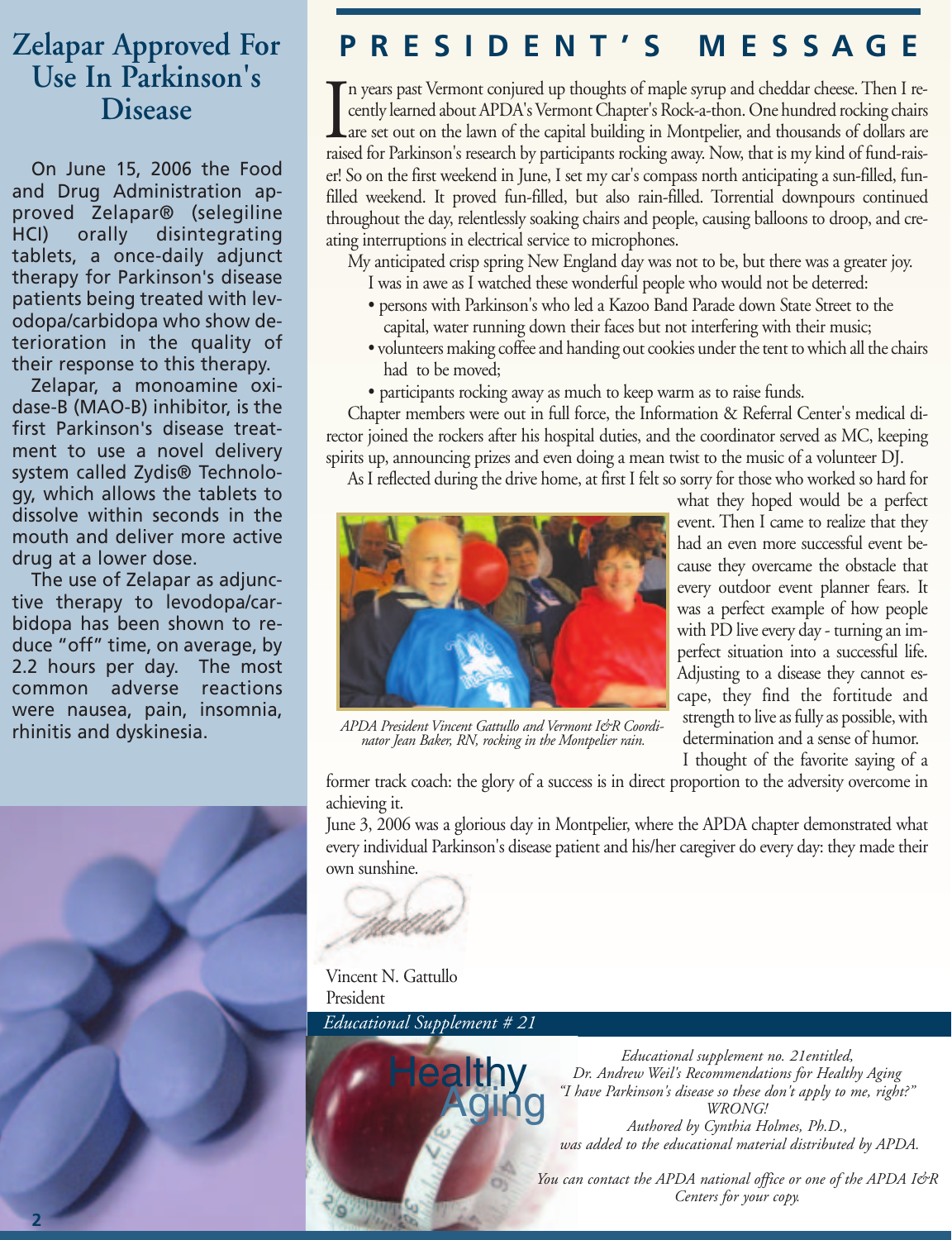# Zelapar Approved For Use In Parkinson's Disease

On June 15, 2006 the Food and Drug Administration approved Zelapar® (selegiline HCl) orally disintegrating tablets, a once-daily adjunct therapy for Parkinson's disease patients being treated with levodopa/carbidopa who show deterioration in the quality of their response to this therapy.

Zelapar, a monoamine oxidase-B (MAO-B) inhibitor, is the first Parkinson's disease treatment to use a novel delivery system called Zydis® Technology, which allows the tablets to dissolve within seconds in the mouth and deliver more active drug at a lower dose.

The use of Zelapar as adjunctive therapy to levodopa/carbidopa has been shown to reduce "off" time, on average, by 2.2 hours per day. The most common adverse reactions were nausea, pain, insomnia, rhinitis and dyskinesia.

# PRESIDENT'S MESSAGE

In years past Vermont conjured up thoughts of maple syrup and cheddar cheese. Then I recently learned about APDA's Vermont Chapter's Rock-a-thon. One hundred rocking chairs are set out on the lawn of the capital building in Montpelier, and thousands of dollars are raised for Parkinson's research by participants rocking away. Now, that is my kind of fund-raiser! So on the first weekend in June, I set my car's compass north anticipating a sun-filled, fun-filled weekend. It proved fun-filled, but also rain-filled. Torrential downpours continued throughout the day, relentlessly soaking chairs and people, causing balloons to droop, and creating interruptions in electrical service to microphones.

My anticipated crisp spring New England day was not to be, but there was a greater joy. I was in awe as I watched these wonderful people who would not be deterred:

- persons with Parkinson's who led a Kazoo Band Parade down State Street to the capital, water running down their faces but not interfering with their music;
- volunteers making coffee and handing out cookies under the tent to which all the chairs had to be moved;
- participants rocking away as much to keep warm as to raise funds.

Chapter members were out in full force, the Information & Referral Center's medical director joined the rockers after his hospital duties, and the coordinator served as MC, keeping spirits up, announcing prizes and even doing a mean twist to the music of a volunteer DJ.

As I reflected during the drive home, at first I felt so sorry for those who worked so hard for what they hoped would be a perfect event. Then I came to realize that they had an even more successful event because they overcame the obstacle that every outdoor event planner fears. It was a perfect example of how people with PD live every day - turning an imperfect situation into a successful life. Adjusting to a disease they cannot escape, they find the fortitude and strength to live as fully as possible, with determination and a sense of humor.

*APDA President Vincent Gattullo and Vermont I&R Coordinator Jean Baker, RN, rocking in the Montpelier rain.*

I thought of the favorite saying of a former track coach: the glory of a success is in direct proportion to the adversity overcome in achieving it.

June 3, 2006 was a glorious day in Montpelier, where the APDA chapter demonstrated what every individual Parkinson's disease patient and his/her caregiver do every day: they made their own sunshine.

Vincent N. Gattullo
President

## *Educational Supplement # 21*

Healthy Aging

*Educational supplement no. 21entitled,*
*Dr. Andrew Weil's Recommendations for Healthy Aging*
*"I have Parkinson's disease so these don't apply to me, right?"*
*WRONG!*
*Authored by Cynthia Holmes, Ph.D.,*
*was added to the educational material distributed by APDA.*

*You can contact the APDA national office or one of the APDA I&R Centers for your copy.*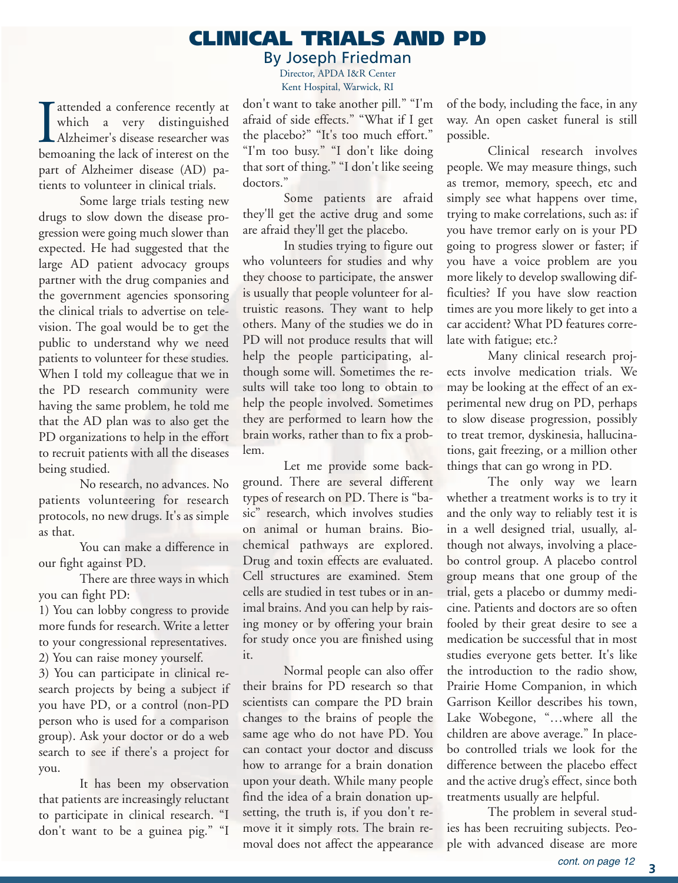# CLINICAL TRIALS AND PD

## By Joseph Friedman

Director, APDA I&R Center
Kent Hospital, Warwick, RI

I attended a conference recently at which a very distinguished Alzheimer's disease researcher was bemoaning the lack of interest on the part of Alzheimer disease (AD) patients to volunteer in clinical trials.

Some large trials testing new drugs to slow down the disease progression were going much slower than expected. He had suggested that the large AD patient advocacy groups partner with the drug companies and the government agencies sponsoring the clinical trials to advertise on television. The goal would be to get the public to understand why we need patients to volunteer for these studies. When I told my colleague that we in the PD research community were having the same problem, he told me that the AD plan was to also get the PD organizations to help in the effort to recruit patients with all the diseases being studied.

No research, no advances. No patients volunteering for research protocols, no new drugs. It's as simple as that.

You can make a difference in our fight against PD.

There are three ways in which you can fight PD:

1) You can lobby congress to provide more funds for research. Write a letter to your congressional representatives.
2) You can raise money yourself.
3) You can participate in clinical research projects by being a subject if you have PD, or a control (non-PD person who is used for a comparison group). Ask your doctor or do a web search to see if there's a project for you.

It has been my observation that patients are increasingly reluctant to participate in clinical research. "I don't want to be a guinea pig." "I don't want to take another pill." "I'm afraid of side effects." "What if I get the placebo?" "It's too much effort." "I'm too busy." "I don't like doing that sort of thing." "I don't like seeing doctors."

Some patients are afraid they'll get the active drug and some are afraid they'll get the placebo.

In studies trying to figure out who volunteers for studies and why they choose to participate, the answer is usually that people volunteer for altruistic reasons. They want to help others. Many of the studies we do in PD will not produce results that will help the people participating, although some will. Sometimes the results will take too long to obtain to help the people involved. Sometimes they are performed to learn how the brain works, rather than to fix a problem.

Let me provide some background. There are several different types of research on PD. There is "basic" research, which involves studies on animal or human brains. Biochemical pathways are explored. Drug and toxin effects are evaluated. Cell structures are examined. Stem cells are studied in test tubes or in animal brains. And you can help by raising money or by offering your brain for study once you are finished using it.

Normal people can also offer their brains for PD research so that scientists can compare the PD brain changes to the brains of people the same age who do not have PD. You can contact your doctor and discuss how to arrange for a brain donation upon your death. While many people find the idea of a brain donation upsetting, the truth is, if you don't remove it it simply rots. The brain removal does not affect the appearance of the body, including the face, in any way. An open casket funeral is still possible.

Clinical research involves people. We may measure things, such as tremor, memory, speech, etc and simply see what happens over time, trying to make correlations, such as: if you have tremor early on is your PD going to progress slower or faster; if you have a voice problem are you more likely to develop swallowing difficulties? If you have slow reaction times are you more likely to get into a car accident? What PD features correlate with fatigue; etc.?

Many clinical research projects involve medication trials. We may be looking at the effect of an experimental new drug on PD, perhaps to slow disease progression, possibly to treat tremor, dyskinesia, hallucinations, gait freezing, or a million other things that can go wrong in PD.

The only way we learn whether a treatment works is to try it and the only way to reliably test it is in a well designed trial, usually, although not always, involving a placebo control group. A placebo control group means that one group of the trial, gets a placebo or dummy medicine. Patients and doctors are so often fooled by their great desire to see a medication be successful that in most studies everyone gets better. It's like the introduction to the radio show, Prairie Home Companion, in which Garrison Keillor describes his town, Lake Wobegone, "…where all the children are above average." In placebo controlled trials we look for the difference between the placebo effect and the active drug's effect, since both treatments usually are helpful.

The problem in several studies has been recruiting subjects. People with advanced disease are more

*cont. on page 12*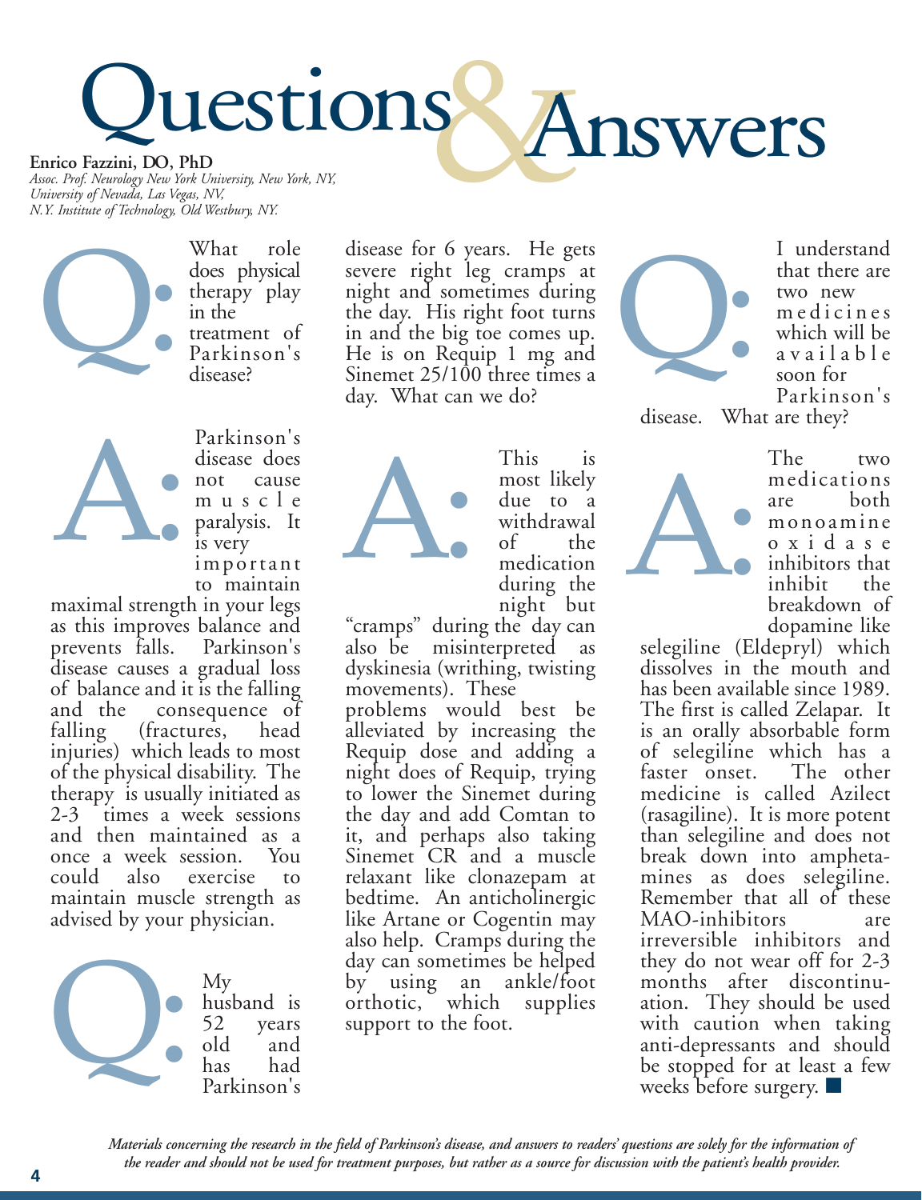# Questions & Answers

**Enrico Fazzini, DO, PhD**
*Assoc. Prof. Neurology New York University, New York, NY,*
*University of Nevada, Las Vegas, NV,*
*N.Y. Institute of Technology, Old Westbury, NY.*

**Q:** What role does physical therapy play in the treatment of Parkinson's disease?

**A:** Parkinson's disease does not cause muscle paralysis. It is very important to maintain maximal strength in your legs as this improves balance and prevents falls. Parkinson's disease causes a gradual loss of balance and it is the falling and the consequence of falling (fractures, head injuries) which leads to most of the physical disability. The therapy is usually initiated as 2-3 times a week sessions and then maintained as a once a week session. You could also exercise to maintain muscle strength as advised by your physician.

**Q:** My husband is 52 years old and has had Parkinson's disease for 6 years. He gets severe right leg cramps at night and sometimes during the day. His right foot turns in and the big toe comes up. He is on Requip 1 mg and Sinemet 25/100 three times a day. What can we do?

**A:** This is most likely due to a withdrawal of the medication during the night but "cramps" during the day can also be misinterpreted as dyskinesia (writhing, twisting movements). These problems would best be alleviated by increasing the Requip dose and adding a night does of Requip, trying to lower the Sinemet during the day and add Comtan to it, and perhaps also taking Sinemet CR and a muscle relaxant like clonazepam at bedtime. An anticholinergic like Artane or Cogentin may also help. Cramps during the day can sometimes be helped by using an ankle/foot orthotic, which supplies support to the foot.

**Q:** I understand that there are two new medicines which will be available soon for Parkinson's disease. What are they?

**A:** The two medications are both monoamine oxidase inhibitors that inhibit the breakdown of dopamine like selegiline (Eldepryl) which dissolves in the mouth and has been available since 1989. The first is called Zelapar. It is an orally absorbable form of selegiline which has a faster onset. The other medicine is called Azilect (rasagiline). It is more potent than selegiline and does not break down into amphetamines as does selegiline. Remember that all of these MAO-inhibitors are irreversible inhibitors and they do not wear off for 2-3 months after discontinuation. They should be used with caution when taking anti-depressants and should be stopped for at least a few weeks before surgery. ■

*Materials concerning the research in the field of Parkinson's disease, and answers to readers' questions are solely for the information of the reader and should not be used for treatment purposes, but rather as a source for discussion with the patient's health provider.*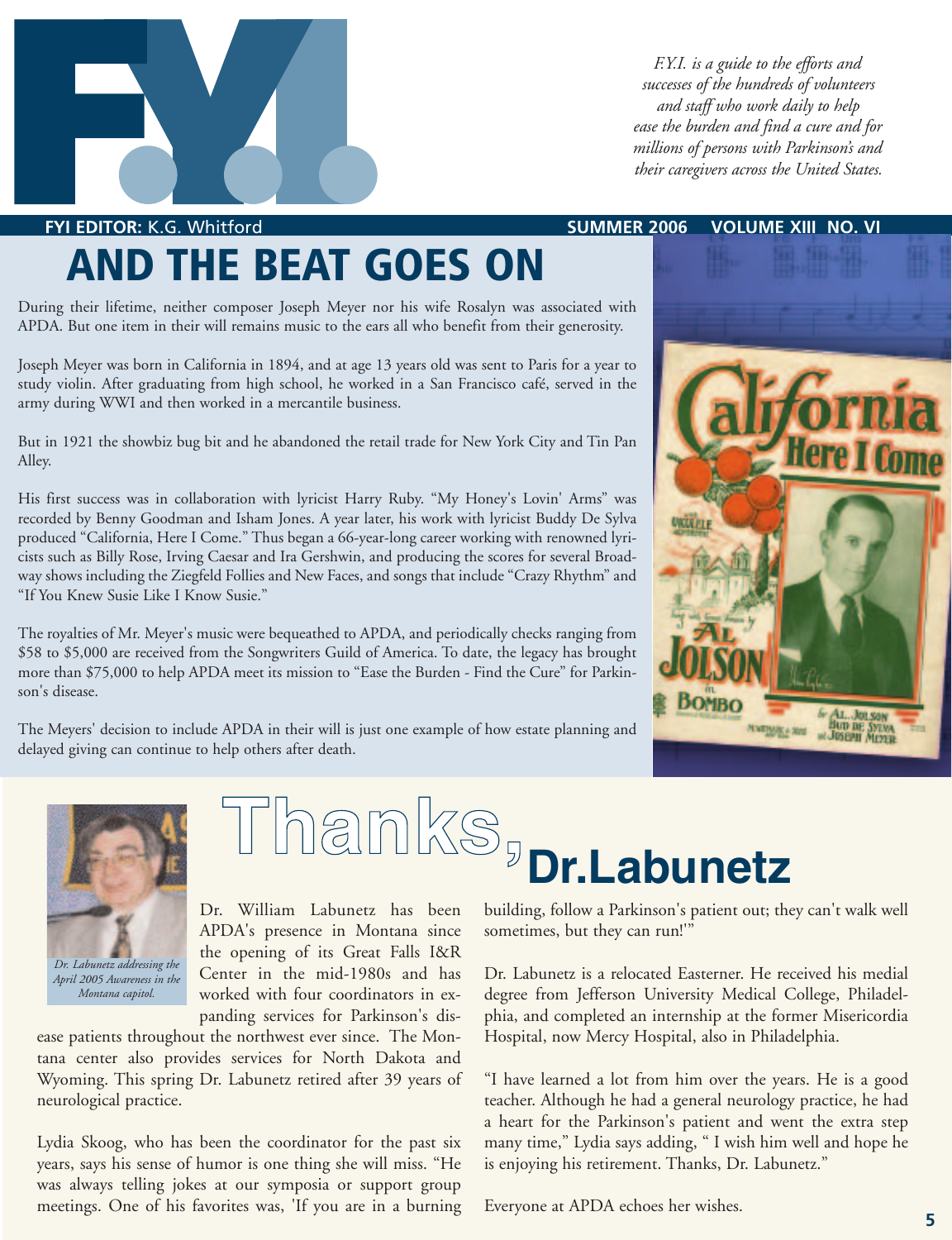F.Y.I. is a guide to the efforts and successes of the hundreds of volunteers and staff who work daily to help ease the burden and find a cure and for millions of persons with Parkinson's and their caregivers across the United States.

**FYI EDITOR:** K.G. Whitford — **SUMMER 2006 VOLUME XIII NO. VI**

# AND THE BEAT GOES ON

During their lifetime, neither composer Joseph Meyer nor his wife Rosalyn was associated with APDA. But one item in their will remains music to the ears all who benefit from their generosity.

Joseph Meyer was born in California in 1894, and at age 13 years old was sent to Paris for a year to study violin. After graduating from high school, he worked in a San Francisco café, served in the army during WWI and then worked in a mercantile business.

But in 1921 the showbiz bug bit and he abandoned the retail trade for New York City and Tin Pan Alley.

His first success was in collaboration with lyricist Harry Ruby. "My Honey's Lovin' Arms" was recorded by Benny Goodman and Isham Jones. A year later, his work with lyricist Buddy De Sylva produced "California, Here I Come." Thus began a 66-year-long career working with renowned lyricists such as Billy Rose, Irving Caesar and Ira Gershwin, and producing the scores for several Broadway shows including the Ziegfeld Follies and New Faces, and songs that include "Crazy Rhythm" and "If You Knew Susie Like I Know Susie."

The royalties of Mr. Meyer's music were bequeathed to APDA, and periodically checks ranging from $58 to $5,000 are received from the Songwriters Guild of America. To date, the legacy has brought more than $75,000 to help APDA meet its mission to "Ease the Burden - Find the Cure" for Parkinson's disease.

The Meyers' decision to include APDA in their will is just one example of how estate planning and delayed giving can continue to help others after death.

# Thanks, Dr.Labunetz

*Dr. Labunetz addressing the April 2005 Awareness in the Montana capitol.*

Dr. William Labunetz has been APDA's presence in Montana since the opening of its Great Falls I&R Center in the mid-1980s and has worked with four coordinators in expanding services for Parkinson's disease patients throughout the northwest ever since. The Montana center also provides services for North Dakota and Wyoming. This spring Dr. Labunetz retired after 39 years of neurological practice.

Lydia Skoog, who has been the coordinator for the past six years, says his sense of humor is one thing she will miss. "He was always telling jokes at our symposia or support group meetings. One of his favorites was, 'If you are in a burning building, follow a Parkinson's patient out; they can't walk well sometimes, but they can run!'"

Dr. Labunetz is a relocated Easterner. He received his medial degree from Jefferson University Medical College, Philadelphia, and completed an internship at the former Misericordia Hospital, now Mercy Hospital, also in Philadelphia.

"I have learned a lot from him over the years. He is a good teacher. Although he had a general neurology practice, he had a heart for the Parkinson's patient and went the extra step many time," Lydia says adding, " I wish him well and hope he is enjoying his retirement. Thanks, Dr. Labunetz."

Everyone at APDA echoes her wishes.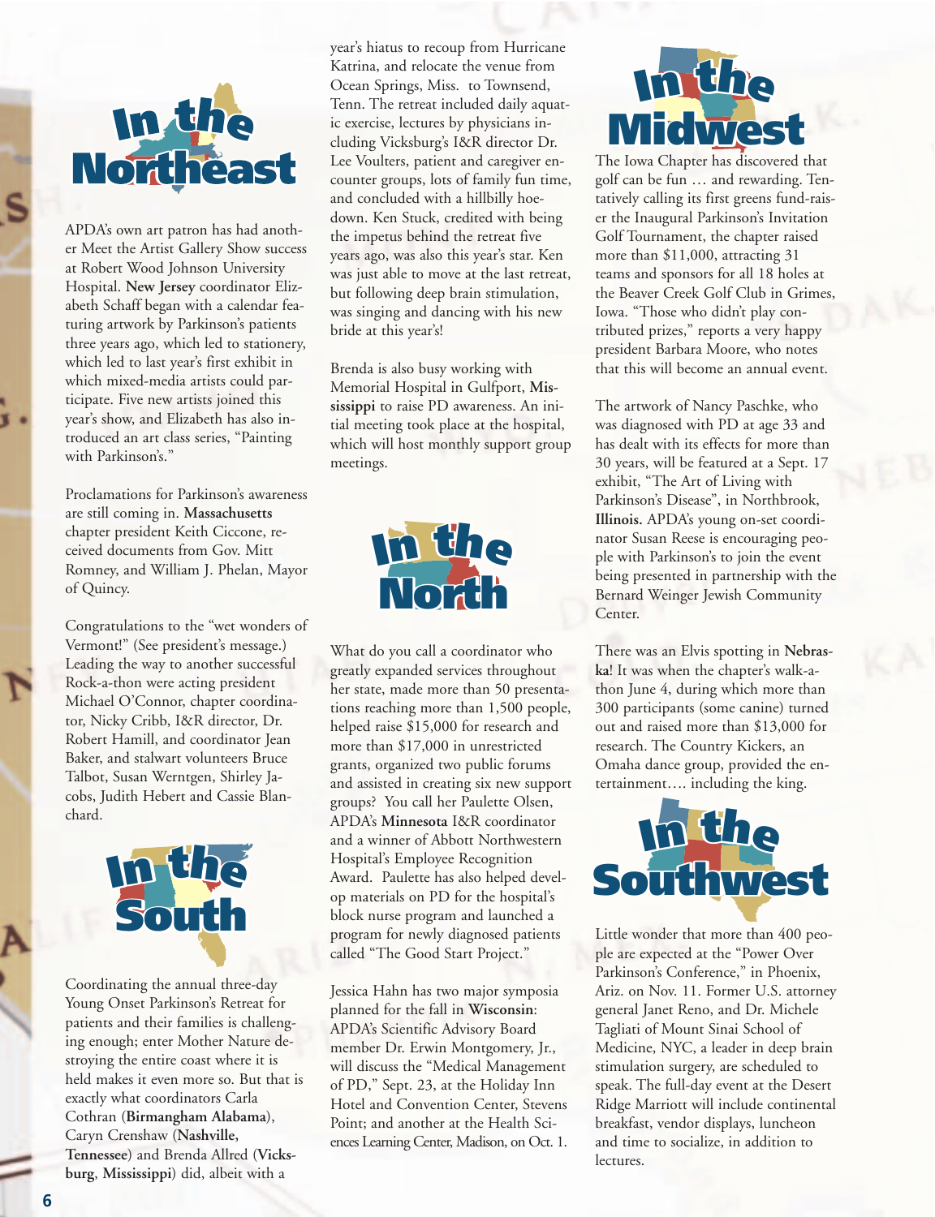## In the Northeast

APDA's own art patron has had another Meet the Artist Gallery Show success at Robert Wood Johnson University Hospital. **New Jersey** coordinator Elizabeth Schaff began with a calendar featuring artwork by Parkinson's patients three years ago, which led to stationery, which led to last year's first exhibit in which mixed-media artists could participate. Five new artists joined this year's show, and Elizabeth has also introduced an art class series, "Painting with Parkinson's."

Proclamations for Parkinson's awareness are still coming in. **Massachusetts** chapter president Keith Ciccone, received documents from Gov. Mitt Romney, and William J. Phelan, Mayor of Quincy.

Congratulations to the "wet wonders of Vermont!" (See president's message.) Leading the way to another successful Rock-a-thon were acting president Michael O'Connor, chapter coordinator, Nicky Cribb, I&R director, Dr. Robert Hamill, and coordinator Jean Baker, and stalwart volunteers Bruce Talbot, Susan Werntgen, Shirley Jacobs, Judith Hebert and Cassie Blanchard.

## In the South

Coordinating the annual three-day Young Onset Parkinson's Retreat for patients and their families is challenging enough; enter Mother Nature destroying the entire coast where it is held makes it even more so. But that is exactly what coordinators Carla Cothran (**Birmangham Alabama**), Caryn Crenshaw (**Nashville, Tennessee**) and Brenda Allred (**Vicksburg**, **Mississippi**) did, albeit with a year's hiatus to recoup from Hurricane Katrina, and relocate the venue from Ocean Springs, Miss. to Townsend, Tenn. The retreat included daily aquatic exercise, lectures by physicians including Vicksburg's I&R director Dr. Lee Voulters, patient and caregiver encounter groups, lots of family fun time, and concluded with a hillbilly hoedown. Ken Stuck, credited with being the impetus behind the retreat five years ago, was also this year's star. Ken was just able to move at the last retreat, but following deep brain stimulation, was singing and dancing with his new bride at this year's!

Brenda is also busy working with Memorial Hospital in Gulfport, **Mississippi** to raise PD awareness. An initial meeting took place at the hospital, which will host monthly support group meetings.

## In the North

What do you call a coordinator who greatly expanded services throughout her state, made more than 50 presentations reaching more than 1,500 people, helped raise $15,000 for research and more than $17,000 in unrestricted grants, organized two public forums and assisted in creating six new support groups? You call her Paulette Olsen, APDA's **Minnesota** I&R coordinator and a winner of Abbott Northwestern Hospital's Employee Recognition Award. Paulette has also helped develop materials on PD for the hospital's block nurse program and launched a program for newly diagnosed patients called "The Good Start Project."

Jessica Hahn has two major symposia planned for the fall in **Wisconsin**: APDA's Scientific Advisory Board member Dr. Erwin Montgomery, Jr., will discuss the "Medical Management of PD," Sept. 23, at the Holiday Inn Hotel and Convention Center, Stevens Point; and another at the Health Sciences Learning Center, Madison, on Oct. 1.

## In the Midwest

The Iowa Chapter has discovered that golf can be fun … and rewarding. Tentatively calling its first greens fund-raiser the Inaugural Parkinson's Invitation Golf Tournament, the chapter raised more than $11,000, attracting 31 teams and sponsors for all 18 holes at the Beaver Creek Golf Club in Grimes, Iowa. "Those who didn't play contributed prizes," reports a very happy president Barbara Moore, who notes that this will become an annual event.

The artwork of Nancy Paschke, who was diagnosed with PD at age 33 and has dealt with its effects for more than 30 years, will be featured at a Sept. 17 exhibit, "The Art of Living with Parkinson's Disease", in Northbrook, **Illinois.** APDA's young on-set coordinator Susan Reese is encouraging people with Parkinson's to join the event being presented in partnership with the Bernard Weinger Jewish Community Center.

There was an Elvis spotting in **Nebraska**! It was when the chapter's walk-a-thon June 4, during which more than 300 participants (some canine) turned out and raised more than $13,000 for research. The Country Kickers, an Omaha dance group, provided the entertainment…. including the king.

## In the Southwest

Little wonder that more than 400 people are expected at the "Power Over Parkinson's Conference," in Phoenix, Ariz. on Nov. 11. Former U.S. attorney general Janet Reno, and Dr. Michele Tagliati of Mount Sinai School of Medicine, NYC, a leader in deep brain stimulation surgery, are scheduled to speak. The full-day event at the Desert Ridge Marriott will include continental breakfast, vendor displays, luncheon and time to socialize, in addition to lectures.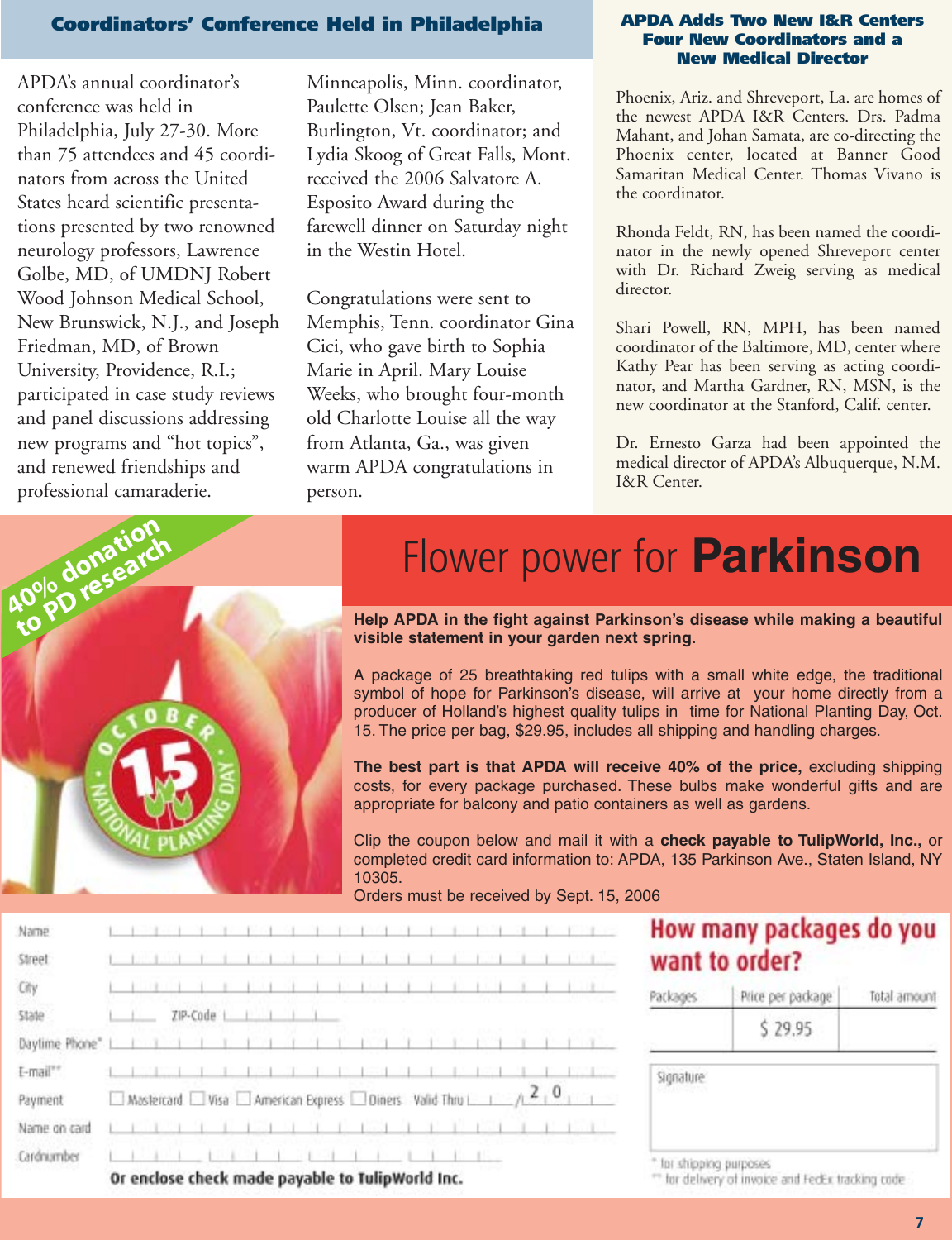## Coordinators' Conference Held in Philadelphia

APDA's annual coordinator's conference was held in Philadelphia, July 27-30. More than 75 attendees and 45 coordinators from across the United States heard scientific presentations presented by two renowned neurology professors, Lawrence Golbe, MD, of UMDNJ Robert Wood Johnson Medical School, New Brunswick, N.J., and Joseph Friedman, MD, of Brown University, Providence, R.I.; participated in case study reviews and panel discussions addressing new programs and "hot topics", and renewed friendships and professional camaraderie.

Minneapolis, Minn. coordinator, Paulette Olsen; Jean Baker, Burlington, Vt. coordinator; and Lydia Skoog of Great Falls, Mont. received the 2006 Salvatore A. Esposito Award during the farewell dinner on Saturday night in the Westin Hotel.

Congratulations were sent to Memphis, Tenn. coordinator Gina Cici, who gave birth to Sophia Marie in April. Mary Louise Weeks, who brought four-month old Charlotte Louise all the way from Atlanta, Ga., was given warm APDA congratulations in person.

## APDA Adds Two New I&R Centers Four New Coordinators and a New Medical Director

Phoenix, Ariz. and Shreveport, La. are homes of the newest APDA I&R Centers. Drs. Padma Mahant, and Johan Samata, are co-directing the Phoenix center, located at Banner Good Samaritan Medical Center. Thomas Vivano is the coordinator.

Rhonda Feldt, RN, has been named the coordinator in the newly opened Shreveport center with Dr. Richard Zweig serving as medical director.

Shari Powell, RN, MPH, has been named coordinator of the Baltimore, MD, center where Kathy Pear has been serving as acting coordinator, and Martha Gardner, RN, MSN, is the new coordinator at the Stanford, Calif. center.

Dr. Ernesto Garza had been appointed the medical director of APDA's Albuquerque, N.M. I&R Center.

**40% donation to PD research**

OCTOBER 15 NATIONAL PLANTING DAY

# Flower power for **Parkinson**

**Help APDA in the fight against Parkinson's disease while making a beautiful visible statement in your garden next spring.**

A package of 25 breathtaking red tulips with a small white edge, the traditional symbol of hope for Parkinson's disease, will arrive at your home directly from a producer of Holland's highest quality tulips in time for National Planting Day, Oct. 15. The price per bag, $29.95, includes all shipping and handling charges.

**The best part is that APDA will receive 40% of the price,** excluding shipping costs, for every package purchased. These bulbs make wonderful gifts and are appropriate for balcony and patio containers as well as gardens.

Clip the coupon below and mail it with a **check payable to TulipWorld, Inc.,** or completed credit card information to: APDA, 135 Parkinson Ave., Staten Island, NY 10305.
Orders must be received by Sept. 15, 2006

Name

Street

City

State ZIP-Code

Daytime Phone*

E-mail**

Payment ☐ Mastercard ☐ Visa ☐ American Express ☐ Diners Valid Thru __/20__

Name on card

Cardnumber

**Or enclose check made payable to TulipWorld Inc.**

## How many packages do you want to order?

| Packages | Price per package | Total amount |
|---|---|---|
| | $ 29.95 | |

Signature

\* for shipping purposes
\*\* for delivery of invoice and FedEx tracking code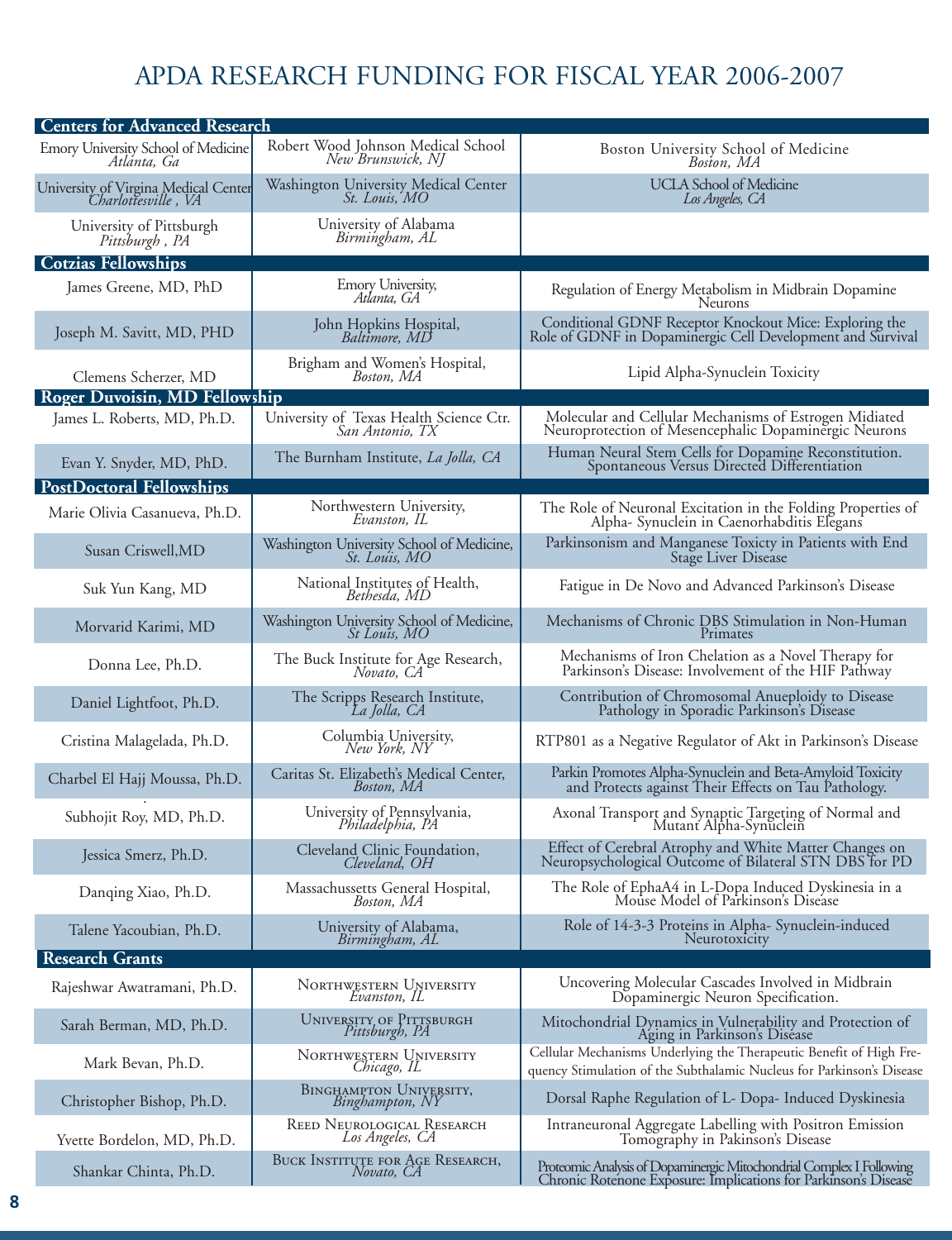# APDA RESEARCH FUNDING FOR FISCAL YEAR 2006-2007

| **Centers for Advanced Research** | | |
|---|---|---|
| Emory University School of Medicine *Atlanta, Ga* | Robert Wood Johnson Medical School *New Brunswick, NJ* | Boston University School of Medicine *Boston, MA* |
| University of Virgina Medical Center *Charlottesville , VA* | Washington University Medical Center *St. Louis, MO* | UCLA School of Medicine *Los Angeles, CA* |
| University of Pittsburgh *Pittsburgh , PA* | University of Alabama *Birmingham, AL* | |
| **Cotzias Fellowships** | | |
| James Greene, MD, PhD | Emory University, *Atlanta, GA* | Regulation of Energy Metabolism in Midbrain Dopamine Neurons |
| Joseph M. Savitt, MD, PHD | John Hopkins Hospital, *Baltimore, MD* | Conditional GDNF Receptor Knockout Mice: Exploring the Role of GDNF in Dopaminergic Cell Development and Survival |
| Clemens Scherzer, MD | Brigham and Women's Hospital, *Boston, MA* | Lipid Alpha-Synuclein Toxicity |
| **Roger Duvoisin, MD Fellowship** | | |
| James L. Roberts, MD, Ph.D. | University of Texas Health Science Ctr. *San Antonio, TX* | Molecular and Cellular Mechanisms of Estrogen Midiated Neuroprotection of Mesencephalic Dopaminergic Neurons |
| Evan Y. Snyder, MD, PhD. | The Burnham Institute, *La Jolla, CA* | Human Neural Stem Cells for Dopamine Reconstitution. Spontaneous Versus Directed Differentiation |
| **PostDoctoral Fellowships** | | |
| Marie Olivia Casanueva, Ph.D. | Northwestern University, *Evanston, IL* | The Role of Neuronal Excitation in the Folding Properties of Alpha- Synuclein in Caenorhabditis Elegans |
| Susan Criswell,MD | Washington University School of Medicine, *St. Louis, MO* | Parkinsonism and Manganese Toxicty in Patients with End Stage Liver Disease |
| Suk Yun Kang, MD | National Institutes of Health, *Bethesda, MD* | Fatigue in De Novo and Advanced Parkinson's Disease |
| Morvarid Karimi, MD | Washington University School of Medicine, *St Louis, MO* | Mechanisms of Chronic DBS Stimulation in Non-Human Primates |
| Donna Lee, Ph.D. | The Buck Institute for Age Research, *Novato, CA* | Mechanisms of Iron Chelation as a Novel Therapy for Parkinson's Disease: Involvement of the HIF Pathway |
| Daniel Lightfoot, Ph.D. | The Scripps Research Institute, *La Jolla, CA* | Contribution of Chromosomal Anueploidy to Disease Pathology in Sporadic Parkinson's Disease |
| Cristina Malagelada, Ph.D. | Columbia University, *New York, NY* | RTP801 as a Negative Regulator of Akt in Parkinson's Disease |
| Charbel El Hajj Moussa, Ph.D. | Caritas St. Elizabeth's Medical Center, *Boston, MA* | Parkin Promotes Alpha-Synuclein and Beta-Amyloid Toxicity and Protects against Their Effects on Tau Pathology. |
| Subhojit Roy, MD, Ph.D. | University of Pennsylvania, *Philadelphia, PA* | Axonal Transport and Synaptic Targeting of Normal and Mutant Alpha-Synuclein |
| Jessica Smerz, Ph.D. | Cleveland Clinic Foundation, *Cleveland, OH* | Effect of Cerebral Atrophy and White Matter Changes on Neuropsychological Outcome of Bilateral STN DBS for PD |
| Danqing Xiao, Ph.D. | Massachussetts General Hospital, *Boston, MA* | The Role of EphaA4 in L-Dopa Induced Dyskinesia in a Mouse Model of Parkinson's Disease |
| Talene Yacoubian, Ph.D. | University of Alabama, *Birmingham, AL* | Role of 14-3-3 Proteins in Alpha- Synuclein-induced Neurotoxicity |
| **Research Grants** | | |
| Rajeshwar Awatramani, Ph.D. | Northwestern University *Evanston, IL* | Uncovering Molecular Cascades Involved in Midbrain Dopaminergic Neuron Specification. |
| Sarah Berman, MD, Ph.D. | University of Pittsburgh *Pittsburgh, PA* | Mitochondrial Dynamics in Vulnerability and Protection of Aging in Parkinson's Disease |
| Mark Bevan, Ph.D. | Northwestern University *Chicago, IL* | Cellular Mechanisms Underlying the Therapeutic Benefit of High Frequency Stimulation of the Subthalamic Nucleus for Parkinson's Disease |
| Christopher Bishop, Ph.D. | Binghampton University, *Binghampton, NY* | Dorsal Raphe Regulation of L- Dopa- Induced Dyskinesia |
| Yvette Bordelon, MD, Ph.D. | Reed Neurological Research *Los Angeles, CA* | Intraneuronal Aggregate Labelling with Positron Emission Tomography in Pakinson's Disease |
| Shankar Chinta, Ph.D. | Buck Institute for Age Research, *Novato, CA* | Proteomic Analysis of Dopaminergic Mitochondrial Complex I Following Chronic Rotenone Exposure: Implications for Parkinson's Disease |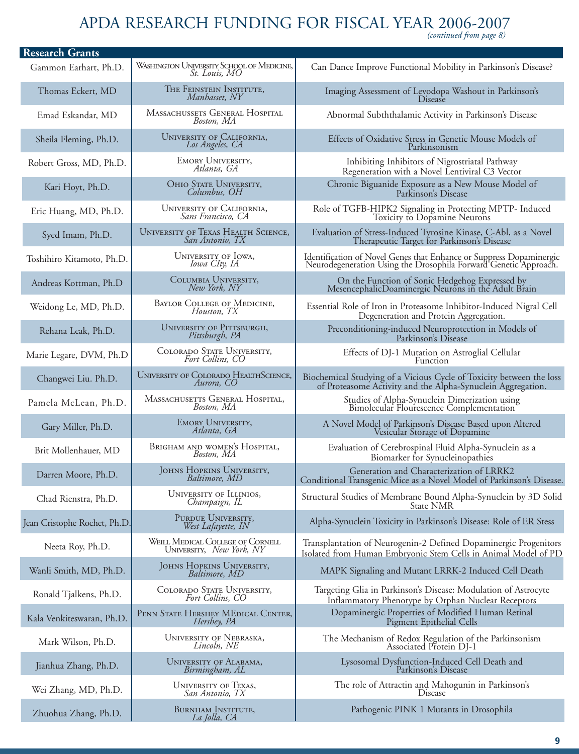# APDA RESEARCH FUNDING FOR FISCAL YEAR 2006-2007

*(continued from page 8)*

| Research Grants | | |
|---|---|---|
| Gammon Earhart, Ph.D. | Washington University School of Medicine, *St. Louis, MO* | Can Dance Improve Functional Mobility in Parkinson's Disease? |
| Thomas Eckert, MD | The Feinstein Institute, *Manhasset, NY* | Imaging Assessment of Levodopa Washout in Parkinson's Disease |
| Emad Eskandar, MD | Massachussets General Hospital *Boston, MA* | Abnormal Subththalamic Activity in Parkinson's Disease |
| Sheila Fleming, Ph.D. | University of California, *Los Angeles, CA* | Effects of Oxidative Stress in Genetic Mouse Models of Parkinsonism |
| Robert Gross, MD, Ph.D. | Emory University, *Atlanta, GA* | Inhibiting Inhibitors of Nigrostriatal Pathway Regeneration with a Novel Lentiviral C3 Vector |
| Kari Hoyt, Ph.D. | Ohio State University, *Columbus, OH* | Chronic Biguanide Exposure as a New Mouse Model of Parkinson's Disease |
| Eric Huang, MD, Ph.D. | University of California, *Sans Francisco, CA* | Role of TGFB-HIPK2 Signaling in Protecting MPTP- Induced Toxicity to Dopamine Neurons |
| Syed Imam, Ph.D. | University of Texas Health Science, *San Antonio, TX* | Evaluation of Stress-Induced Tyrosine Kinase, C-Abl, as a Novel Therapeutic Target for Parkinson's Disease |
| Toshihiro Kitamoto, Ph.D. | University of Iowa, *Iowa CIty, IA* | Identification of Novel Genes that Enhance or Suppress Dopaminergic Neurodegeneration Using the Drosophila Forward Genetic Approach. |
| Andreas Kottman, Ph.D | Columbia University, *New York, NY* | On the Function of Sonic Hedgehog Expressed by MesencephalicDoaminergic Neurons in the Adult Brain |
| Weidong Le, MD, Ph.D. | Baylor College of Medicine, *Houston, TX* | Essential Role of Iron in Proteasome Inhibitor-Induced Nigral Cell Degeneration and Protein Aggregation. |
| Rehana Leak, Ph.D. | University of Pittsburgh, *Pittsburgh, PA* | Preconditioning-induced Neuroprotection in Models of Parkinson's Disease |
| Marie Legare, DVM, Ph.D | Colorado State University, *Fort Collins, CO* | Effects of DJ-1 Mutation on Astroglial Cellular Function |
| Changwei Liu. Ph.D. | University of Colorado HealthScience, *Aurora, CO* | Biochemical Studying of a Vicious Cycle of Toxicity between the loss of Proteasome Activity and the Alpha-Synuclein Aggregation. |
| Pamela McLean, Ph.D. | Massachusetts General Hospital, *Boston, MA* | Studies of Alpha-Synuclein Dimerization using Bimolecular Flourescence Complementation |
| Gary Miller, Ph.D. | Emory University, *Atlanta, GA* | A Novel Model of Parkinson's Disease Based upon Altered Vesicular Storage of Dopamine |
| Brit Mollenhauer, MD | Brigham and women's Hospital, *Boston, MA* | Evaluation of Cerebrospinal Fluid Alpha-Synuclein as a Biomarker for Synucleinopathies |
| Darren Moore, Ph.D. | Johns Hopkins University, *Baltimore, MD* | Generation and Characterization of LRRK2 Conditional Transgenic Mice as a Novel Model of Parkinson's Disease. |
| Chad Rienstra, Ph.D. | University of Illinios, *Champaign, IL* | Structural Studies of Membrane Bound Alpha-Synuclein by 3D Solid State NMR |
| Jean Cristophe Rochet, Ph.D. | Purdue University, *West Lafayette, IN* | Alpha-Synuclein Toxicity in Parkinson's Disease: Role of ER Stess |
| Neeta Roy, Ph.D. | Weill Medical College of Cornell University, *New York, NY* | Transplantation of Neurogenin-2 Defined Dopaminergic Progenitors Isolated from Human Embryonic Stem Cells in Animal Model of PD |
| Wanli Smith, MD, Ph.D. | Johns Hopkins University, *Baltimore, MD* | MAPK Signaling and Mutant LRRK-2 Induced Cell Death |
| Ronald Tjalkens, Ph.D. | Colorado State University, *Fort Collins, CO* | Targeting Glia in Parkinson's Disease: Modulation of Astrocyte Inflammatory Phenotype by Orphan Nuclear Receptors |
| Kala Venkiteswaran, Ph.D. | Penn State Hershey MEdical Center, *Hershey, PA* | Dopaminergic Properties of Modified Human Retinal Pigment Epithelial Cells |
| Mark Wilson, Ph.D. | University of Nebraska, *Lincoln, NE* | The Mechanism of Redox Regulation of the Parkinsonism Associated Protein DJ-1 |
| Jianhua Zhang, Ph.D. | University of Alabama, *Birmingham, AL* | Lysosomal Dysfunction-Induced Cell Death and Parkinson's Disease |
| Wei Zhang, MD, Ph.D. | University of Texas, *San Antonio, TX* | The role of Attractin and Mahogunin in Parkinson's Disease |
| Zhuohua Zhang, Ph.D. | Burnham Institute, *La Jolla, CA* | Pathogenic PINK 1 Mutants in Drosophila |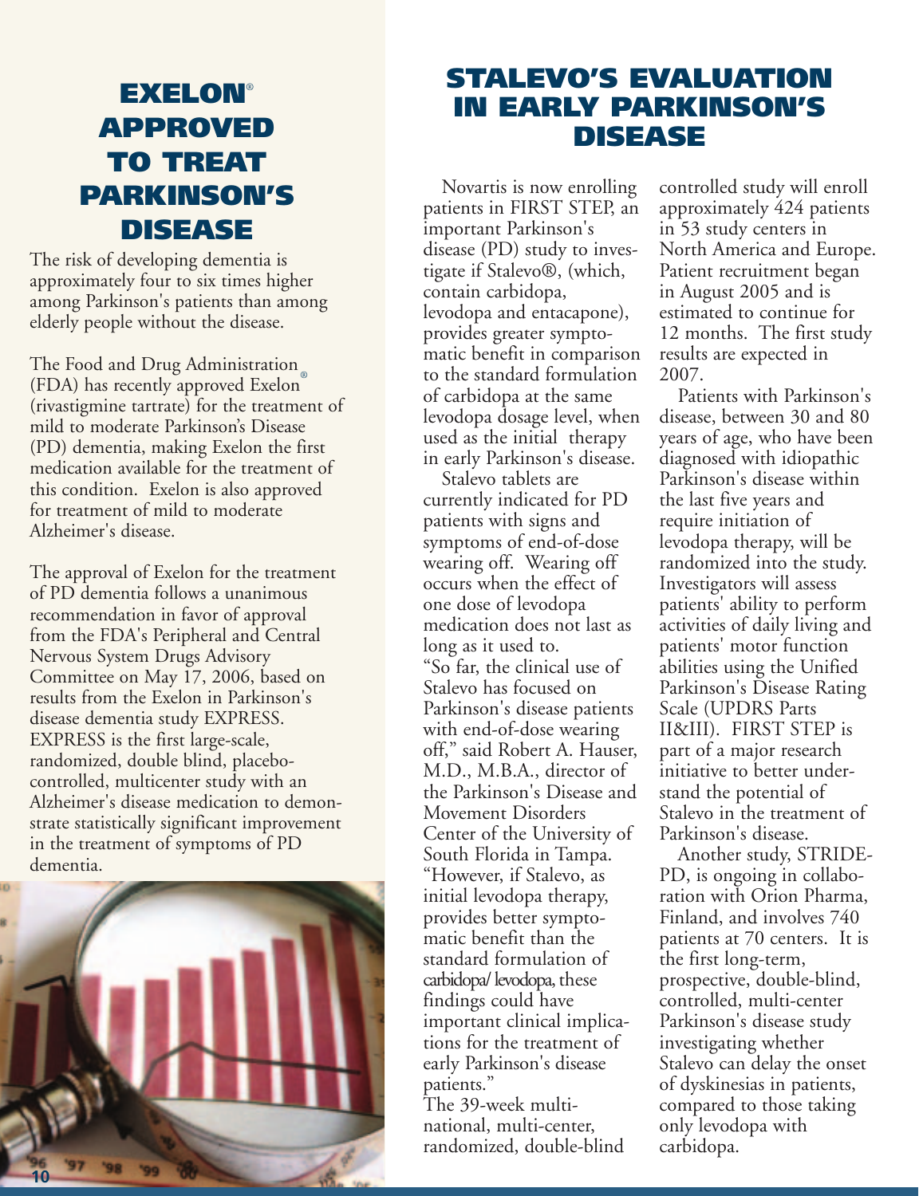# EXELON® APPROVED TO TREAT PARKINSON'S DISEASE

The risk of developing dementia is approximately four to six times higher among Parkinson's patients than among elderly people without the disease.

The Food and Drug Administration (FDA) has recently approved Exelon® (rivastigmine tartrate) for the treatment of mild to moderate Parkinson's Disease (PD) dementia, making Exelon the first medication available for the treatment of this condition. Exelon is also approved for treatment of mild to moderate Alzheimer's disease.

The approval of Exelon for the treatment of PD dementia follows a unanimous recommendation in favor of approval from the FDA's Peripheral and Central Nervous System Drugs Advisory Committee on May 17, 2006, based on results from the Exelon in Parkinson's disease dementia study EXPRESS. EXPRESS is the first large-scale, randomized, double blind, placebo-controlled, multicenter study with an Alzheimer's disease medication to demonstrate statistically significant improvement in the treatment of symptoms of PD dementia.

# STALEVO'S EVALUATION IN EARLY PARKINSON'S DISEASE

Novartis is now enrolling patients in FIRST STEP, an important Parkinson's disease (PD) study to investigate if Stalevo®, (which, contain carbidopa, levodopa and entacapone), provides greater symptomatic benefit in comparison to the standard formulation of carbidopa at the same levodopa dosage level, when used as the initial therapy in early Parkinson's disease.

Stalevo tablets are currently indicated for PD patients with signs and symptoms of end-of-dose wearing off. Wearing off occurs when the effect of one dose of levodopa medication does not last as long as it used to.
"So far, the clinical use of Stalevo has focused on Parkinson's disease patients with end-of-dose wearing off," said Robert A. Hauser, M.D., M.B.A., director of the Parkinson's Disease and Movement Disorders Center of the University of South Florida in Tampa. "However, if Stalevo, as initial levodopa therapy, provides better symptomatic benefit than the standard formulation of carbidopa/levodopa, these findings could have important clinical implications for the treatment of early Parkinson's disease patients."
The 39-week multinational, multi-center, randomized, double-blind controlled study will enroll approximately 424 patients in 53 study centers in North America and Europe. Patient recruitment began in August 2005 and is estimated to continue for 12 months. The first study results are expected in 2007.

Patients with Parkinson's disease, between 30 and 80 years of age, who have been diagnosed with idiopathic Parkinson's disease within the last five years and require initiation of levodopa therapy, will be randomized into the study. Investigators will assess patients' ability to perform activities of daily living and patients' motor function abilities using the Unified Parkinson's Disease Rating Scale (UPDRS Parts II&III). FIRST STEP is part of a major research initiative to better understand the potential of Stalevo in the treatment of Parkinson's disease.

Another study, STRIDE-PD, is ongoing in collaboration with Orion Pharma, Finland, and involves 740 patients at 70 centers. It is the first long-term, prospective, double-blind, controlled, multi-center Parkinson's disease study investigating whether Stalevo can delay the onset of dyskinesias in patients, compared to those taking only levodopa with carbidopa.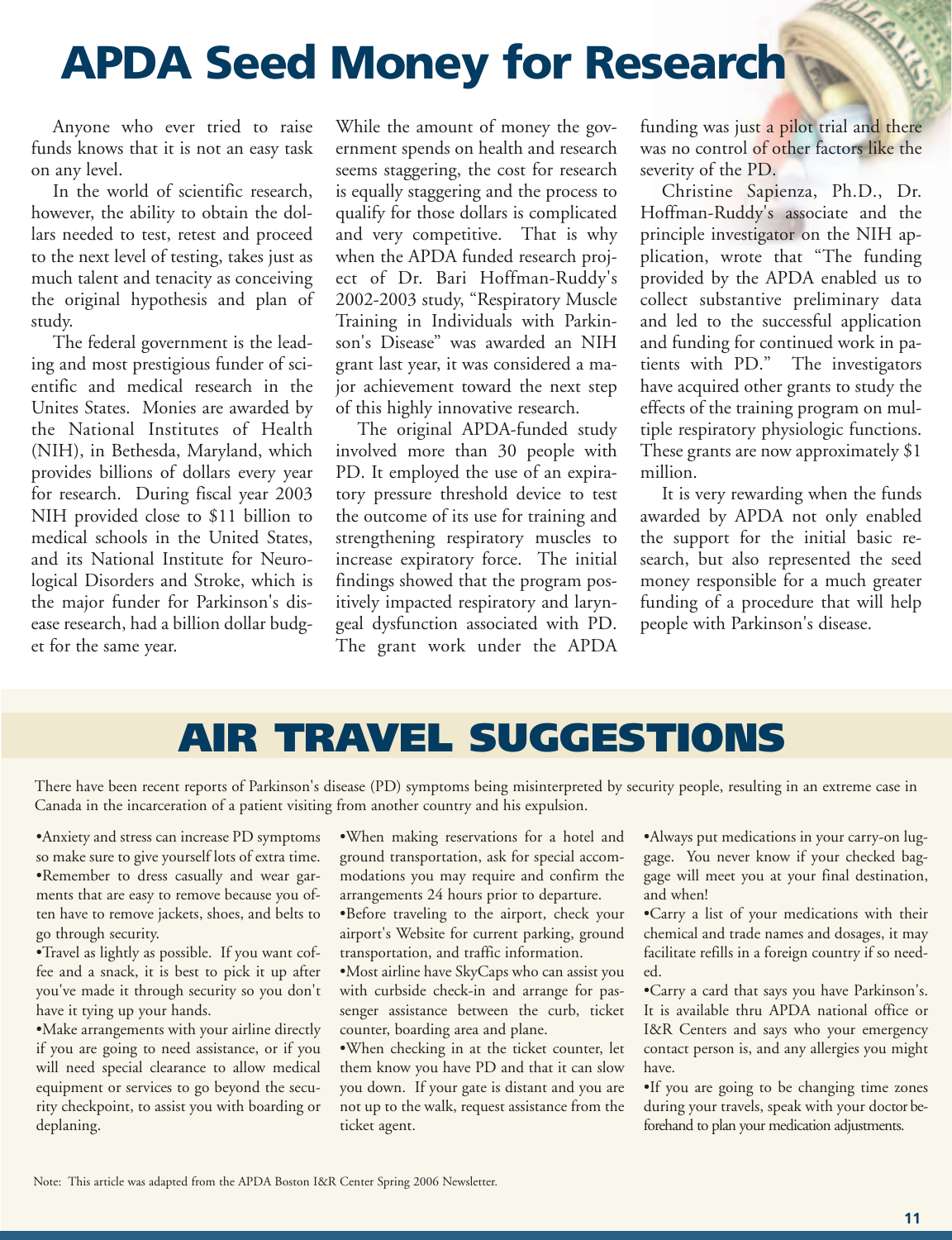# APDA Seed Money for Research

Anyone who ever tried to raise funds knows that it is not an easy task on any level.

In the world of scientific research, however, the ability to obtain the dollars needed to test, retest and proceed to the next level of testing, takes just as much talent and tenacity as conceiving the original hypothesis and plan of study.

The federal government is the leading and most prestigious funder of scientific and medical research in the Unites States. Monies are awarded by the National Institutes of Health (NIH), in Bethesda, Maryland, which provides billions of dollars every year for research. During fiscal year 2003 NIH provided close to $11 billion to medical schools in the United States, and its National Institute for Neurological Disorders and Stroke, which is the major funder for Parkinson's disease research, had a billion dollar budget for the same year.

While the amount of money the government spends on health and research seems staggering, the cost for research is equally staggering and the process to qualify for those dollars is complicated and very competitive. That is why when the APDA funded research project of Dr. Bari Hoffman-Ruddy's 2002-2003 study, "Respiratory Muscle Training in Individuals with Parkinson's Disease" was awarded an NIH grant last year, it was considered a major achievement toward the next step of this highly innovative research.

The original APDA-funded study involved more than 30 people with PD. It employed the use of an expiratory pressure threshold device to test the outcome of its use for training and strengthening respiratory muscles to increase expiratory force. The initial findings showed that the program positively impacted respiratory and laryngeal dysfunction associated with PD. The grant work under the APDA funding was just a pilot trial and there was no control of other factors like the severity of the PD.

Christine Sapienza, Ph.D., Dr. Hoffman-Ruddy's associate and the principle investigator on the NIH application, wrote that "The funding provided by the APDA enabled us to collect substantive preliminary data and led to the successful application and funding for continued work in patients with PD." The investigators have acquired other grants to study the effects of the training program on multiple respiratory physiologic functions. These grants are now approximately $1 million.

It is very rewarding when the funds awarded by APDA not only enabled the support for the initial basic research, but also represented the seed money responsible for a much greater funding of a procedure that will help people with Parkinson's disease.

# AIR TRAVEL SUGGESTIONS

There have been recent reports of Parkinson's disease (PD) symptoms being misinterpreted by security people, resulting in an extreme case in Canada in the incarceration of a patient visiting from another country and his expulsion.

- Anxiety and stress can increase PD symptoms so make sure to give yourself lots of extra time.
- Remember to dress casually and wear garments that are easy to remove because you often have to remove jackets, shoes, and belts to go through security.
- Travel as lightly as possible. If you want coffee and a snack, it is best to pick it up after you've made it through security so you don't have it tying up your hands.
- Make arrangements with your airline directly if you are going to need assistance, or if you will need special clearance to allow medical equipment or services to go beyond the security checkpoint, to assist you with boarding or deplaning.
- When making reservations for a hotel and ground transportation, ask for special accommodations you may require and confirm the arrangements 24 hours prior to departure.
- Before traveling to the airport, check your airport's Website for current parking, ground transportation, and traffic information.
- Most airline have SkyCaps who can assist you with curbside check-in and arrange for passenger assistance between the curb, ticket counter, boarding area and plane.
- When checking in at the ticket counter, let them know you have PD and that it can slow you down. If your gate is distant and you are not up to the walk, request assistance from the ticket agent.
- Always put medications in your carry-on luggage. You never know if your checked baggage will meet you at your final destination, and when!
- Carry a list of your medications with their chemical and trade names and dosages, it may facilitate refills in a foreign country if so needed.
- Carry a card that says you have Parkinson's. It is available thru APDA national office or I&R Centers and says who your emergency contact person is, and any allergies you might have.
- If you are going to be changing time zones during your travels, speak with your doctor beforehand to plan your medication adjustments.

Note: This article was adapted from the APDA Boston I&R Center Spring 2006 Newsletter.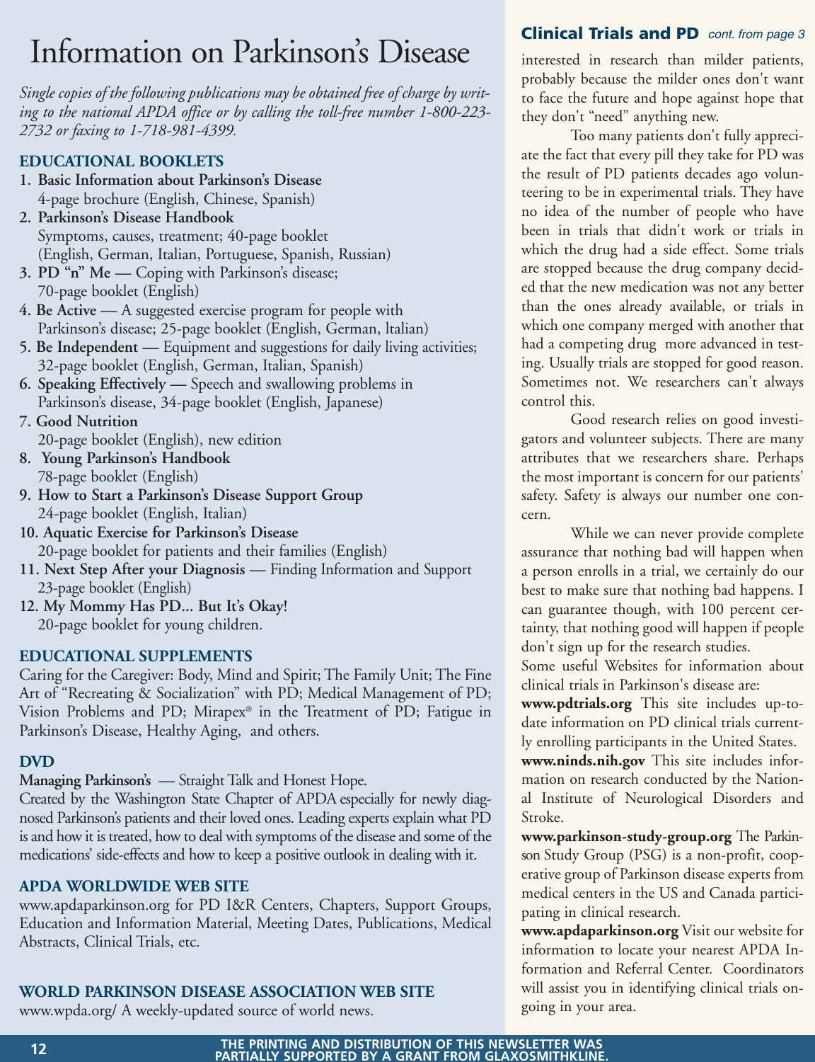# Information on Parkinson's Disease

*Single copies of the following publications may be obtained free of charge by writing to the national APDA office or by calling the toll-free number 1-800-223-2732 or faxing to 1-718-981-4399.*

## EDUCATIONAL BOOKLETS

1. **Basic Information about Parkinson's Disease**
   4-page brochure (English, Chinese, Spanish)
2. **Parkinson's Disease Handbook**
   Symptoms, causes, treatment; 40-page booklet
   (English, German, Italian, Portuguese, Spanish, Russian)
3. **PD "n" Me —** Coping with Parkinson's disease;
   70-page booklet (English)
4. **Be Active —** A suggested exercise program for people with Parkinson's disease; 25-page booklet (English, German, Italian)
5. **Be Independent —** Equipment and suggestions for daily living activities;
   32-page booklet (English, German, Italian, Spanish)
6. **Speaking Effectively —** Speech and swallowing problems in Parkinson's disease, 34-page booklet (English, Japanese)
7. **Good Nutrition**
   20-page booklet (English), new edition
8. **Young Parkinson's Handbook**
   78-page booklet (English)
9. **How to Start a Parkinson's Disease Support Group**
   24-page booklet (English, Italian)
10. **Aquatic Exercise for Parkinson's Disease**
    20-page booklet for patients and their families (English)
11. **Next Step After your Diagnosis —** Finding Information and Support
    23-page booklet (English)
12. **My Mommy Has PD... But It's Okay!**
    20-page booklet for young children.

## EDUCATIONAL SUPPLEMENTS

Caring for the Caregiver: Body, Mind and Spirit; The Family Unit; The Fine Art of "Recreating & Socialization" with PD; Medical Management of PD; Vision Problems and PD; Mirapex® in the Treatment of PD; Fatigue in Parkinson's Disease, Healthy Aging, and others.

## DVD

**Managing Parkinson's —** Straight Talk and Honest Hope.
Created by the Washington State Chapter of APDA especially for newly diagnosed Parkinson's patients and their loved ones. Leading experts explain what PD is and how it is treated, how to deal with symptoms of the disease and some of the medications' side-effects and how to keep a positive outlook in dealing with it.

## APDA WORLDWIDE WEB SITE

www.apdaparkinson.org for PD I&R Centers, Chapters, Support Groups, Education and Information Material, Meeting Dates, Publications, Medical Abstracts, Clinical Trials, etc.

## WORLD PARKINSON DISEASE ASSOCIATION WEB SITE

www.wpda.org/ A weekly-updated source of world news.

## Clinical Trials and PD *cont. from page 3*

interested in research than milder patients, probably because the milder ones don't want to face the future and hope against hope that they don't "need" anything new.

Too many patients don't fully appreciate the fact that every pill they take for PD was the result of PD patients decades ago volunteering to be in experimental trials. They have no idea of the number of people who have been in trials that didn't work or trials in which the drug had a side effect. Some trials are stopped because the drug company decided that the new medication was not any better than the ones already available, or trials in which one company merged with another that had a competing drug more advanced in testing. Usually trials are stopped for good reason. Sometimes not. We researchers can't always control this.

Good research relies on good investigators and volunteer subjects. There are many attributes that we researchers share. Perhaps the most important is concern for our patients' safety. Safety is always our number one concern.

While we can never provide complete assurance that nothing bad will happen when a person enrolls in a trial, we certainly do our best to make sure that nothing bad happens. I can guarantee though, with 100 percent certainty, that nothing good will happen if people don't sign up for the research studies.

Some useful Websites for information about clinical trials in Parkinson's disease are:

**www.pdtrials.org** This site includes up-to-date information on PD clinical trials currently enrolling participants in the United States.

**www.ninds.nih.gov** This site includes information on research conducted by the National Institute of Neurological Disorders and Stroke.

**www.parkinson-study-group.org** The Parkinson Study Group (PSG) is a non-profit, cooperative group of Parkinson disease experts from medical centers in the US and Canada participating in clinical research.

**www.apdaparkinson.org** Visit our website for information to locate your nearest APDA Information and Referral Center. Coordinators will assist you in identifying clinical trials ongoing in your area.

THE PRINTING AND DISTRIBUTION OF THIS NEWSLETTER WAS PARTIALLY SUPPORTED BY A GRANT FROM GLAXOSMITHKLINE.